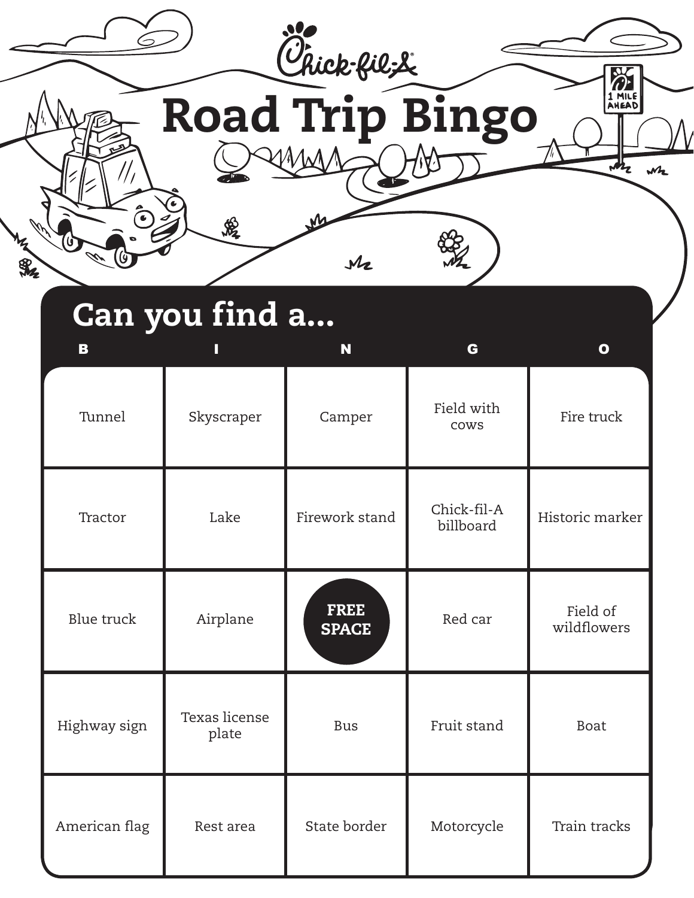Chick-fil-A

# Road Trip Bingo

## Can you find a...

| B | I | N | G | O |
|---|---|---|---|---|
| Tunnel | Skyscraper | Camper | Field with cows | Fire truck |
| Tractor | Lake | Firework stand | Chick-fil-A billboard | Historic marker |
| Blue truck | Airplane | **FREE SPACE** | Red car | Field of wildflowers |
| Highway sign | Texas license plate | Bus | Fruit stand | Boat |
| American flag | Rest area | State border | Motorcycle | Train tracks |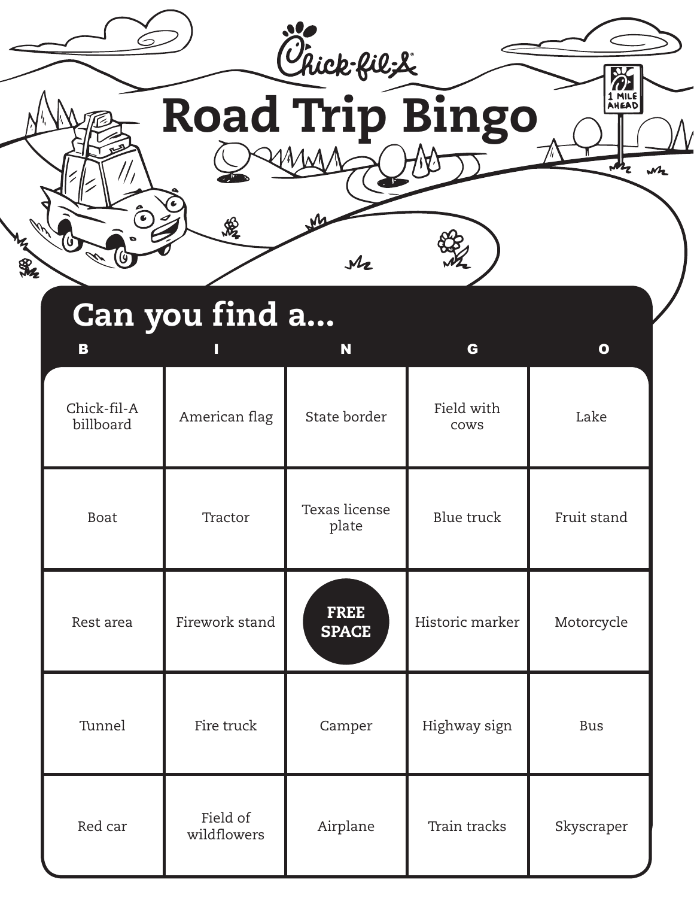Chick-fil-A

# Road Trip Bingo

1 MILE AHEAD

## Can you find a...

| B | I | N | G | O |
|---|---|---|---|---|
| Chick-fil-A billboard | American flag | State border | Field with cows | Lake |
| Boat | Tractor | Texas license plate | Blue truck | Fruit stand |
| Rest area | Firework stand | **FREE SPACE** | Historic marker | Motorcycle |
| Tunnel | Fire truck | Camper | Highway sign | Bus |
| Red car | Field of wildflowers | Airplane | Train tracks | Skyscraper |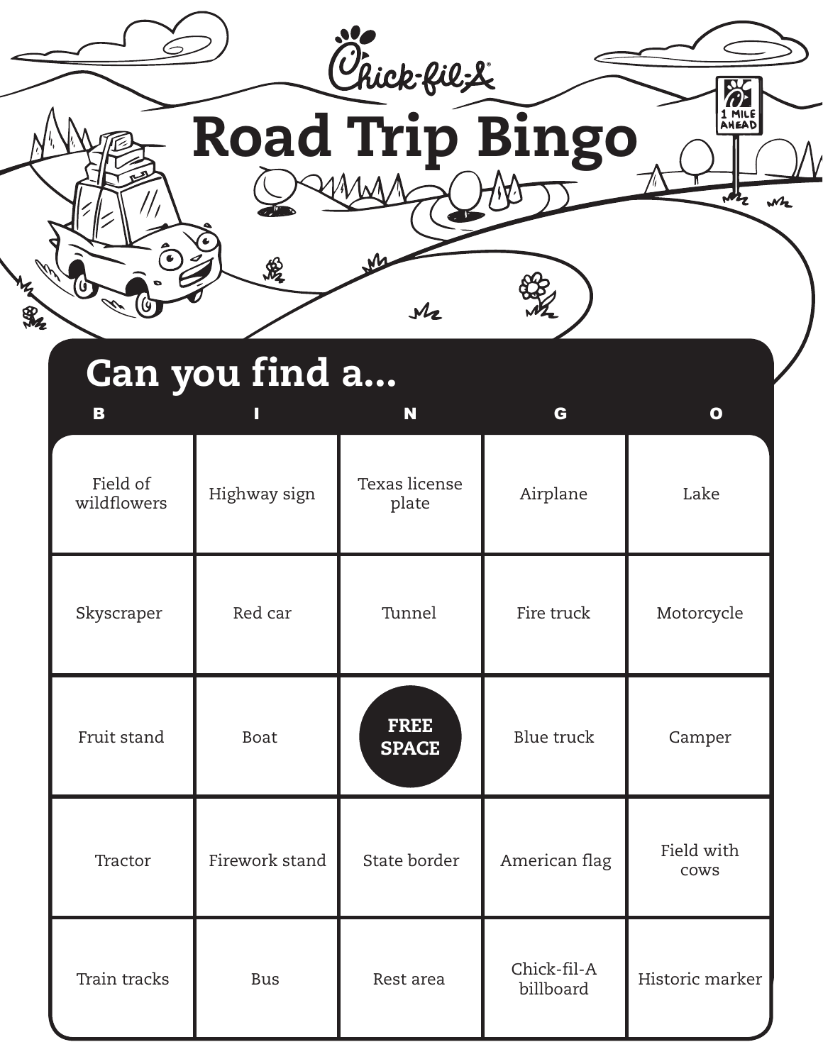Chick-fil-A

# Road Trip Bingo

1 MILE AHEAD

## Can you find a...

| B | I | N | G | O |
|---|---|---|---|---|
| Field of wildflowers | Highway sign | Texas license plate | Airplane | Lake |
| Skyscraper | Red car | Tunnel | Fire truck | Motorcycle |
| Fruit stand | Boat | **FREE SPACE** | Blue truck | Camper |
| Tractor | Firework stand | State border | American flag | Field with cows |
| Train tracks | Bus | Rest area | Chick-fil-A billboard | Historic marker |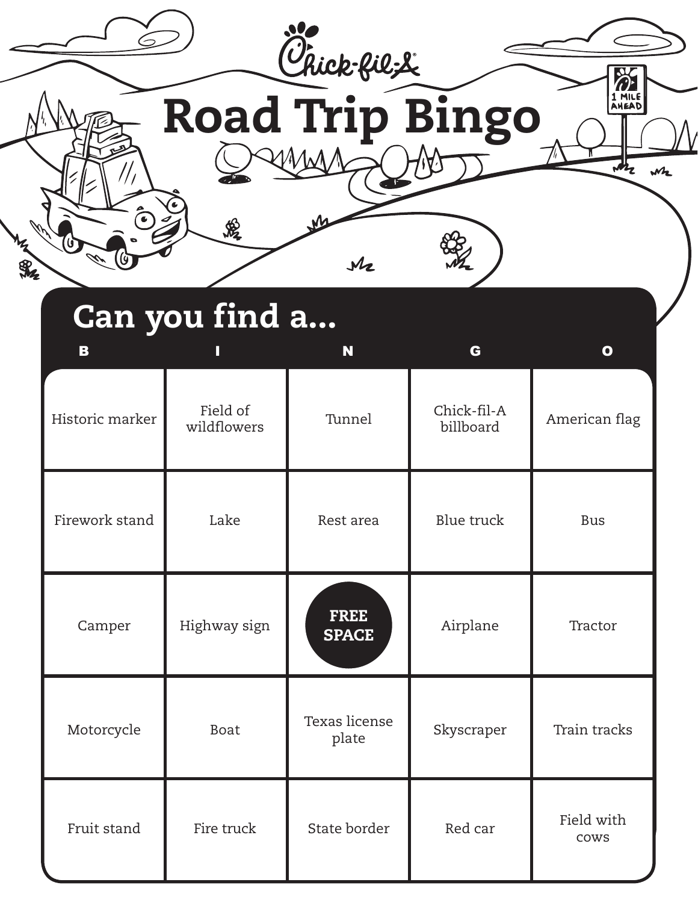Chick-fil-A

# Road Trip Bingo

## Can you find a...

| B | I | N | G | O |
|---|---|---|---|---|
| Historic marker | Field of wildflowers | Tunnel | Chick-fil-A billboard | American flag |
| Firework stand | Lake | Rest area | Blue truck | Bus |
| Camper | Highway sign | **FREE SPACE** | Airplane | Tractor |
| Motorcycle | Boat | Texas license plate | Skyscraper | Train tracks |
| Fruit stand | Fire truck | State border | Red car | Field with cows |